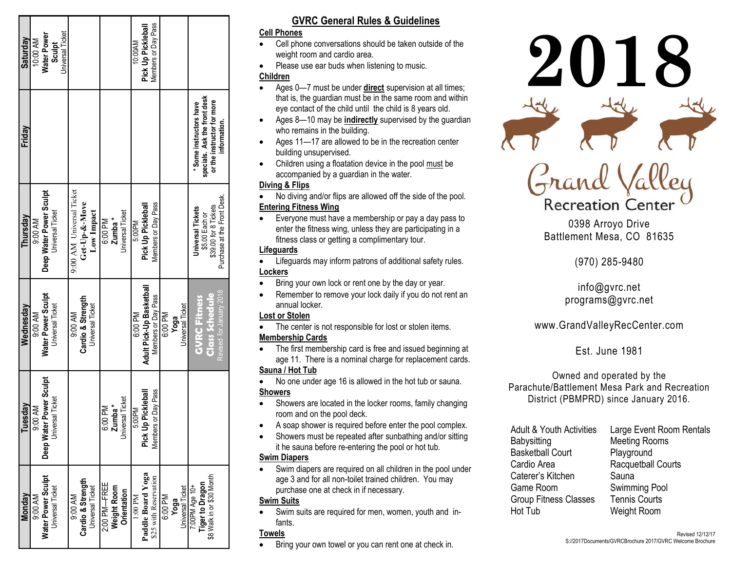| Monday | Tuesday | Wednesday | Thursday | Friday | Saturday |
|---|---|---|---|---|---|
| 9:00 AM **Water Power Sculpt** Universal Ticket | 9:00 AM **Deep Water Power Sculpt** Universal Ticket | 9:00 AM **Water Power Sculpt** Universal Ticket | 9:00 AM **Deep Water Power Sculpt** Universal Ticket | | 10:00 AM **Water Power Sculpt** Universal Ticket |
| 9:00 AM **Cardio & Strength** Universal Ticket | | 9:00 AM **Cardio & Strength** Universal Ticket | 9:00 AM Universal Ticket **Get-Up-&-Move Low Impact** | | |
| 2:00 PM—FREE **Weight Room Orientation** | 6:00 PM **Zumba** * Universal Ticket | | 6:00 PM **Zumba** * Universal Ticket | | |
| 1:00 PM **Paddle Board Yoga** $25 with Reservation | 5:00PM **Pick Up Pickleball** Members or Day Pass | 6:00 PM **Adult Pick-Up Basketball** Members or Day Pass | 5:00PM **Pick Up Pickleball** Members or Day Pass | | 10:00AM **Pick Up Pickleball** Members or Day Pass |
| 6:00 PM **Yoga** Universal Ticket | | 6:00 PM **Yoga** Universal Ticket | | | |
| 7:00PM Age 10+ **Tiger to Dragon** $8 Walk in or $30 Month | | **GVRC Fitness Class Schedule** Revised for January 2018 | **Universal Tickets** $5.00 Each or $39.00 for 8 Tickets Purchase at the Front Desk. | **\* Some instructors have specials. Ask the front desk or the instructor for more information.** | |

## GVRC General Rules & Guidelines

**Cell Phones**

- Cell phone conversations should be taken outside of the weight room and cardio area.
- Please use ear buds when listening to music.

**Children**

- Ages 0—7 must be under **direct** supervision at all times; that is, the guardian must be in the same room and within eye contact of the child until the child is 8 years old.
- Ages 8—10 may be **indirectly** supervised by the guardian who remains in the building.
- Ages 11—17 are allowed to be in the recreation center building unsupervised.
- Children using a floatation device in the pool must be accompanied by a guardian in the water.

**Diving & Flips**

- No diving and/or flips are allowed off the side of the pool.

**Entering Fitness Wing**

- Everyone must have a membership or pay a day pass to enter the fitness wing, unless they are participating in a fitness class or getting a complimentary tour.

**Lifeguards**

- Lifeguards may inform patrons of additional safety rules.

**Lockers**

- Bring your own lock or rent one by the day or year.
- Remember to remove your lock daily if you do not rent an annual locker.

**Lost or Stolen**

- The center is not responsible for lost or stolen items.

**Membership Cards**

- The first membership card is free and issued beginning at age 11. There is a nominal charge for replacement cards.

**Sauna / Hot Tub**

- No one under age 16 is allowed in the hot tub or sauna.

**Showers**

- Showers are located in the locker rooms, family changing room and on the pool deck.
- A soap shower is required before enter the pool complex.
- Showers must be repeated after sunbathing and/or sitting it he sauna before re-entering the pool or hot tub.

**Swim Diapers**

- Swim diapers are required on all children in the pool under age 3 and for all non-toilet trained children. You may purchase one at check in if necessary.

**Swim Suits**

- Swim suits are required for men, women, youth and infants.

**Towels**

- Bring your own towel or you can rent one at check in.

# 2018

## Grand Valley Recreation Center

0398 Arroyo Drive
Battlement Mesa, CO 81635

(970) 285-9480

info@gvrc.net
programs@gvrc.net

www.GrandValleyRecCenter.com

Est. June 1981

Owned and operated by the Parachute/Battlement Mesa Park and Recreation District (PBMPRD) since January 2016.

- Adult & Youth Activities
- Babysitting
- Basketball Court
- Cardio Area
- Caterer's Kitchen
- Game Room
- Group Fitness Classes
- Hot Tub
- Large Event Room Rentals
- Meeting Rooms
- Playground
- Racquetball Courts
- Sauna
- Swimming Pool
- Tennis Courts
- Weight Room

Revised 12/12/17
S://2017Documents/GVRCBrochure 2017/GVRC Welcome Brochure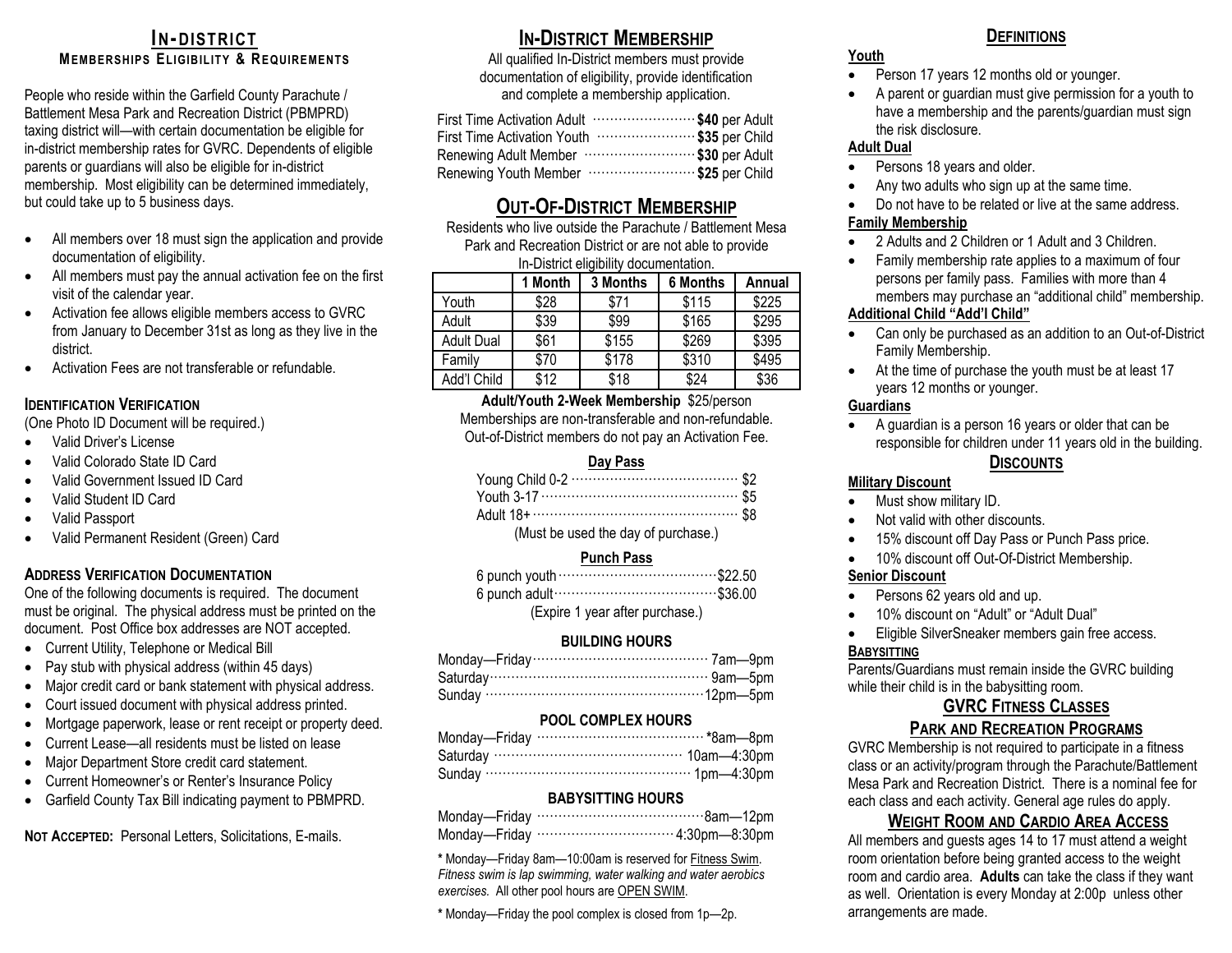## In-district

### Memberships Eligibility & Requirements

People who reside within the Garfield County Parachute / Battlement Mesa Park and Recreation District (PBMPRD) taxing district will—with certain documentation be eligible for in-district membership rates for GVRC. Dependents of eligible parents or guardians will also be eligible for in-district membership. Most eligibility can be determined immediately, but could take up to 5 business days.

- All members over 18 must sign the application and provide documentation of eligibility.
- All members must pay the annual activation fee on the first visit of the calendar year.
- Activation fee allows eligible members access to GVRC from January to December 31st as long as they live in the district.
- Activation Fees are not transferable or refundable.

### Identification Verification

(One Photo ID Document will be required.)

- Valid Driver's License
- Valid Colorado State ID Card
- Valid Government Issued ID Card
- Valid Student ID Card
- Valid Passport
- Valid Permanent Resident (Green) Card

### Address Verification Documentation

One of the following documents is required. The document must be original. The physical address must be printed on the document. Post Office box addresses are NOT accepted.

- Current Utility, Telephone or Medical Bill
- Pay stub with physical address (within 45 days)
- Major credit card or bank statement with physical address.
- Court issued document with physical address printed.
- Mortgage paperwork, lease or rent receipt or property deed.
- Current Lease—all residents must be listed on lease
- Major Department Store credit card statement.
- Current Homeowner's or Renter's Insurance Policy
- Garfield County Tax Bill indicating payment to PBMPRD.

**Not Accepted:** Personal Letters, Solicitations, E-mails.

## In-District Membership

All qualified In-District members must provide documentation of eligibility, provide identification and complete a membership application.

First Time Activation Adult ........................ **$40** per Adult
First Time Activation Youth ........................ **$35** per Child
Renewing Adult Member ........................ **$30** per Adult
Renewing Youth Member ........................ **$25** per Child

## Out-Of-District Membership

Residents who live outside the Parachute / Battlement Mesa Park and Recreation District or are not able to provide In-District eligibility documentation.

| | 1 Month | 3 Months | 6 Months | Annual |
|---|---|---|---|---|
| Youth | $28 | $71 | $115 | $225 |
| Adult | $39 | $99 | $165 | $295 |
| Adult Dual | $61 | $155 | $269 | $395 |
| Family | $70 | $178 | $310 | $495 |
| Add'l Child | $12 | $18 | $24 | $36 |

**Adult/Youth 2-Week Membership** $25/person

Memberships are non-transferable and non-refundable.
Out-of-District members do not pay an Activation Fee.

### Day Pass

Young Child 0-2 ........................ $2
Youth 3-17 ........................ $5
Adult 18+ ........................ $8

(Must be used the day of purchase.)

### Punch Pass

6 punch youth ........................ $22.50
6 punch adult ........................ $36.00

(Expire 1 year after purchase.)

### Building Hours

Monday—Friday ........................ 7am—9pm
Saturday ........................ 9am—5pm
Sunday ........................ 12pm—5pm

### Pool Complex Hours

Monday—Friday ........................ *8am—8pm
Saturday ........................ 10am—4:30pm
Sunday ........................ 1pm—4:30pm

### Babysitting Hours

Monday—Friday ........................ 8am—12pm
Monday—Friday ........................ 4:30pm—8:30pm

**\*** Monday—Friday 8am—10:00am is reserved for Fitness Swim. *Fitness swim is lap swimming, water walking and water aerobics exercises.* All other pool hours are OPEN SWIM.

**\*** Monday—Friday the pool complex is closed from 1p—2p.

## Definitions

**Youth**

- Person 17 years 12 months old or younger.
- A parent or guardian must give permission for a youth to have a membership and the parents/guardian must sign the risk disclosure.

**Adult Dual**

- Persons 18 years and older.
- Any two adults who sign up at the same time.
- Do not have to be related or live at the same address.

**Family Membership**

- 2 Adults and 2 Children or 1 Adult and 3 Children.
- Family membership rate applies to a maximum of four persons per family pass. Families with more than 4 members may purchase an "additional child" membership.

**Additional Child "Add'l Child"**

- Can only be purchased as an addition to an Out-of-District Family Membership.
- At the time of purchase the youth must be at least 17 years 12 months or younger.

**Guardians**

- A guardian is a person 16 years or older that can be responsible for children under 11 years old in the building.

## Discounts

**Military Discount**

- Must show military ID.
- Not valid with other discounts.
- 15% discount off Day Pass or Punch Pass price.
- 10% discount off Out-Of-District Membership.

**Senior Discount**

- Persons 62 years old and up.
- 10% discount on "Adult" or "Adult Dual"
- Eligible SilverSneaker members gain free access.

**Babysitting**

Parents/Guardians must remain inside the GVRC building while their child is in the babysitting room.

## GVRC Fitness Classes

## Park and Recreation Programs

GVRC Membership is not required to participate in a fitness class or an activity/program through the Parachute/Battlement Mesa Park and Recreation District. There is a nominal fee for each class and each activity. General age rules do apply.

## Weight Room and Cardio Area Access

All members and guests ages 14 to 17 must attend a weight room orientation before being granted access to the weight room and cardio area. **Adults** can take the class if they want as well. Orientation is every Monday at 2:00p unless other arrangements are made.